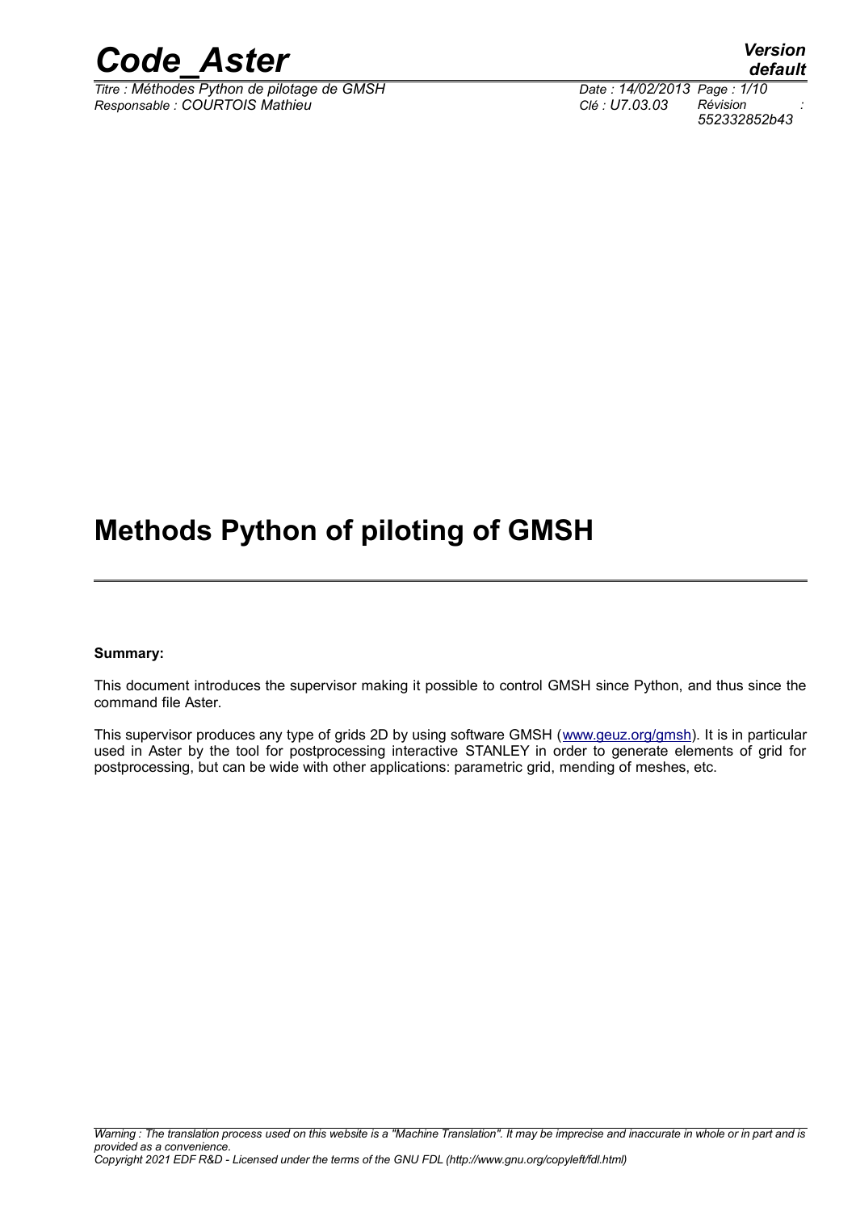# Methods Python of piloting of GMSH

**Summary:**

This document introduces the supervisor making it possible to control GMSH since Python, and thus since the command file Aster.

This supervisor produces any type of grids 2D by using software GMSH (www.geuz.org/gmsh). It is in particular used in Aster by the tool for postprocessing interactive STANLEY in order to generate elements of grid for postprocessing, but can be wide with other applications: parametric grid, mending of meshes, etc.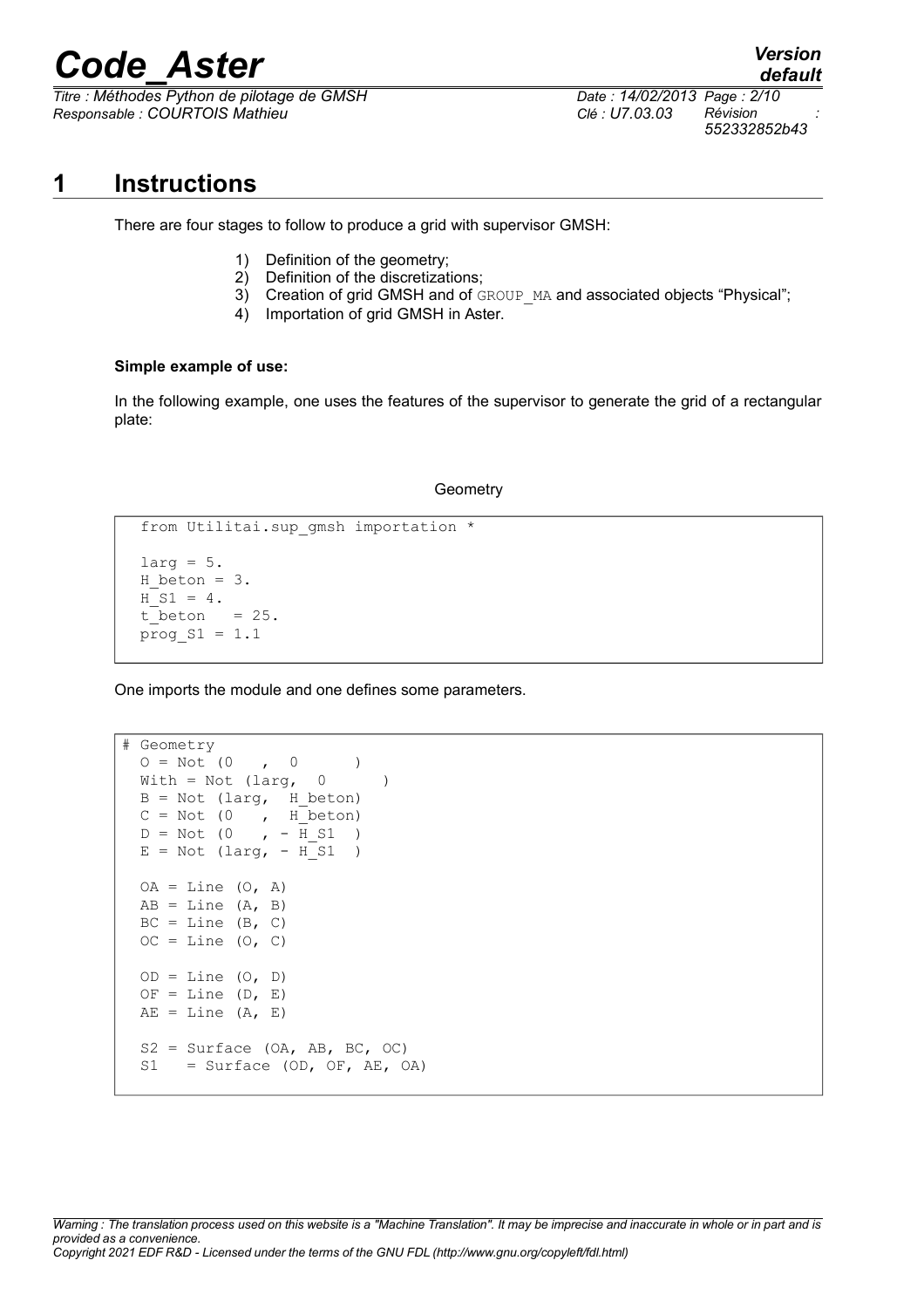# 1 Instructions

There are four stages to follow to produce a grid with supervisor GMSH:

1) Definition of the geometry;
2) Definition of the discretizations;
3) Creation of grid GMSH and of GROUP_MA and associated objects "Physical";
4) Importation of grid GMSH in Aster.

**Simple example of use:**

In the following example, one uses the features of the supervisor to generate the grid of a rectangular plate:

Geometry

```
from Utilitai.sup_gmsh importation *

larg = 5.
H_beton = 3.
H_S1 = 4.
t_beton   = 25.
prog_S1 = 1.1
```

One imports the module and one defines some parameters.

```
# Geometry
  O = Not (0   ,  0      )
  With = Not (larg,  0      )
  B = Not (larg,  H_beton)
  C = Not (0   ,  H_beton)
  D = Not (0   , - H_S1  )
  E = Not (larg, - H_S1  )

  OA = Line (O, A)
  AB = Line (A, B)
  BC = Line (B, C)
  OC = Line (O, C)

  OD = Line (O, D)
  OF = Line (D, E)
  AE = Line (A, E)

  S2 = Surface (OA, AB, BC, OC)
  S1   = Surface (OD, OF, AE, OA)
```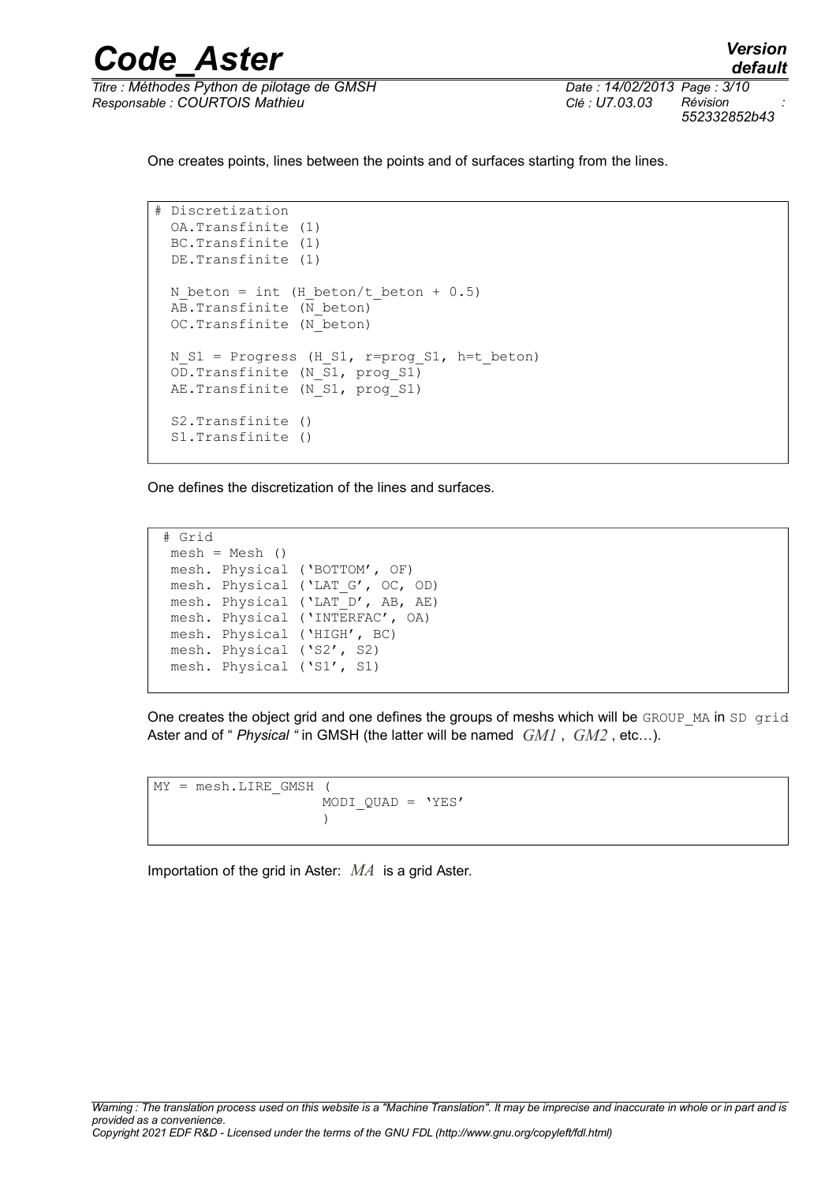One creates points, lines between the points and of surfaces starting from the lines.

```
# Discretization
  OA.Transfinite (1)
  BC.Transfinite (1)
  DE.Transfinite (1)

  N_beton = int (H_beton/t_beton + 0.5)
  AB.Transfinite (N_beton)
  OC.Transfinite (N_beton)

  N_S1 = Progress (H_S1, r=prog_S1, h=t_beton)
  OD.Transfinite (N_S1, prog_S1)
  AE.Transfinite (N_S1, prog_S1)

  S2.Transfinite ()
  S1.Transfinite ()
```

One defines the discretization of the lines and surfaces.

```
 # Grid
 mesh = Mesh ()
 mesh. Physical ('BOTTOM', OF)
 mesh. Physical ('LAT_G', OC, OD)
 mesh. Physical ('LAT_D', AB, AE)
 mesh. Physical ('INTERFAC', OA)
 mesh. Physical ('HIGH', BC)
 mesh. Physical ('S2', S2)
 mesh. Physical ('S1', S1)
```

One creates the object grid and one defines the groups of meshs which will be `GROUP_MA` in `SD grid` Aster and of " *Physical* " in GMSH (the latter will be named $GM1$ , $GM2$ , etc…).

```
MY = mesh.LIRE_GMSH (
                     MODI_QUAD = 'YES'
                     )
```

Importation of the grid in Aster: $MA$ is a grid Aster.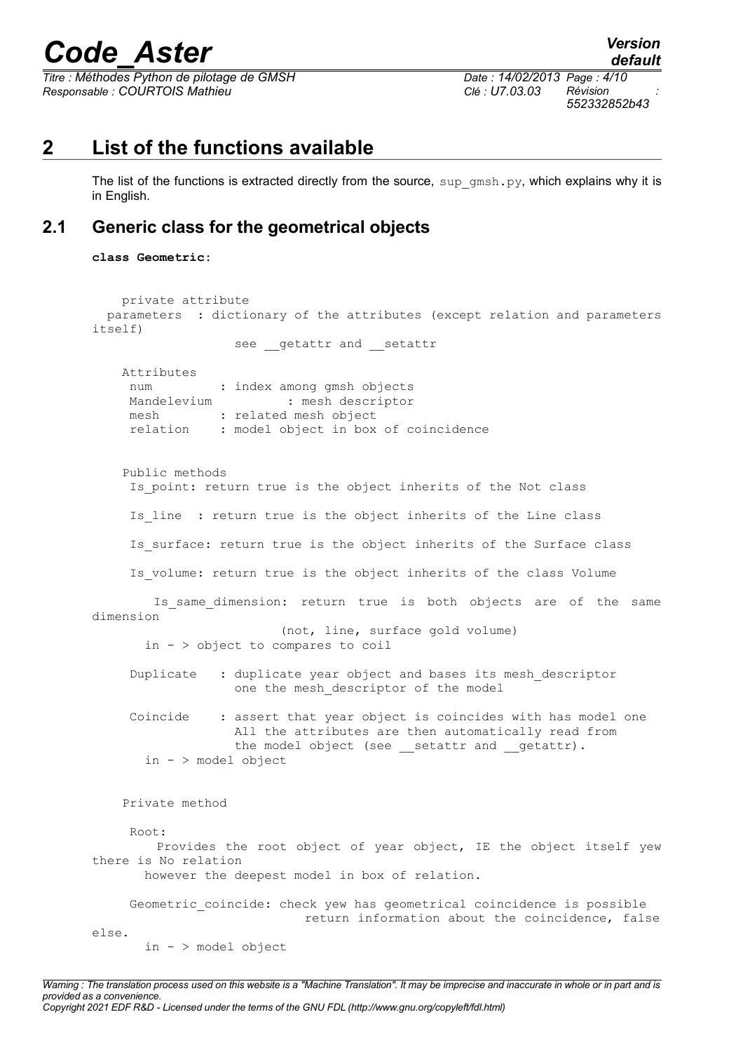## 2 List of the functions available

The list of the functions is extracted directly from the source, `sup_gmsh.py`, which explains why it is in English.

### 2.1 Generic class for the geometrical objects

**class Geometric:**

```
    private attribute
  parameters  : dictionary of the attributes (except relation and parameters
itself)
                 see __getattr and __setattr

    Attributes
     num        : index among gmsh objects
     Mandelevium         : mesh descriptor
     mesh       : related mesh object
     relation   : model object in box of coincidence


    Public methods
     Is_point: return true is the object inherits of the Not class

     Is_line  : return true is the object inherits of the Line class

     Is_surface: return true is the object inherits of the Surface class

     Is_volume: return true is the object inherits of the class Volume

        Is_same_dimension: return true is both objects are of the same
dimension
                       (not, line, surface gold volume)
       in - > object to compares to coil

     Duplicate   : duplicate year object and bases its mesh_descriptor
                  one the mesh_descriptor of the model

     Coincide    : assert that year object is coincides with has model one
                  All the attributes are then automatically read from
                  the model object (see __setattr and __getattr).
       in - > model object


    Private method

     Root:
        Provides the root object of year object, IE the object itself yew
there is No relation
       however the deepest model in box of relation.

     Geometric_coincide: check yew has geometrical coincidence is possible
                            return information about the coincidence, false
else.
       in - > model object
```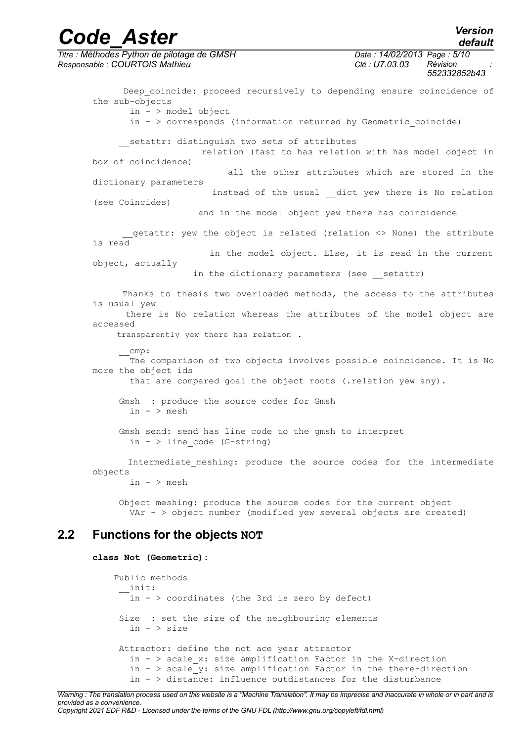Deep_coincide: proceed recursively to depending ensure coincidence of the sub-objects
in - > model object
in - > corresponds (information returned by Geometric_coincide)

__setattr: distinguish two sets of attributes
relation (fast to has relation with has model object in box of coincidence)
all the other attributes which are stored in the dictionary parameters
instead of the usual __dict yew there is No relation (see Coincides)
and in the model object yew there has coincidence

__getattr: yew the object is related (relation <> None) the attribute is read
in the model object. Else, it is read in the current object, actually
in the dictionary parameters (see __setattr)

Thanks to thesis two overloaded methods, the access to the attributes is usual yew
there is No relation whereas the attributes of the model object are accessed
transparently yew there has relation .

__cmp:
The comparison of two objects involves possible coincidence. It is No more the object ids
that are compared goal the object roots (.relation yew any).

Gmsh : produce the source codes for Gmsh
in - > mesh

Gmsh_send: send has line code to the gmsh to interpret
in - > line_code (G-string)

Intermediate_meshing: produce the source codes for the intermediate objects
in - > mesh

Object meshing: produce the source codes for the current object
VAr - > object number (modified yew several objects are created)

## 2.2 Functions for the objects NOT

**class Not (Geometric):**

```
Public methods
 __init:
   in - > coordinates (the 3rd is zero by defect)

 Size  : set the size of the neighbouring elements
   in - > size

 Attractor: define the not ace year attractor
   in - > scale_x: size amplification Factor in the X-direction
   in - > scale_y: size amplification Factor in the there-direction
   in - > distance: influence outdistances for the disturbance
```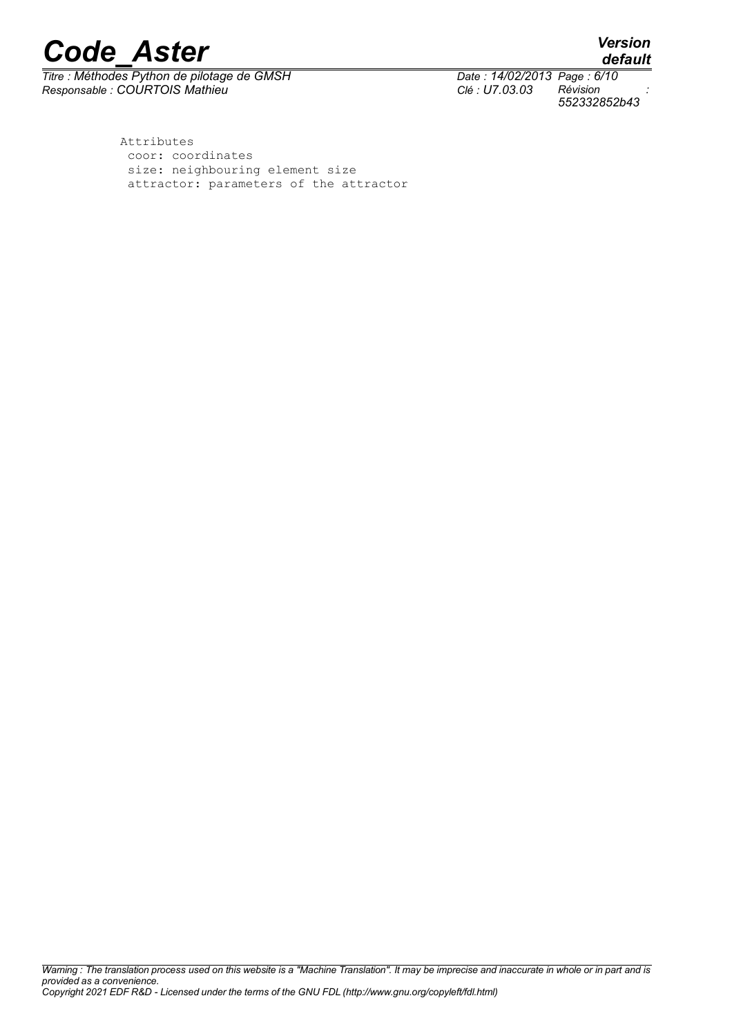```
Attributes
 coor: coordinates
 size: neighbouring element size
 attractor: parameters of the attractor
```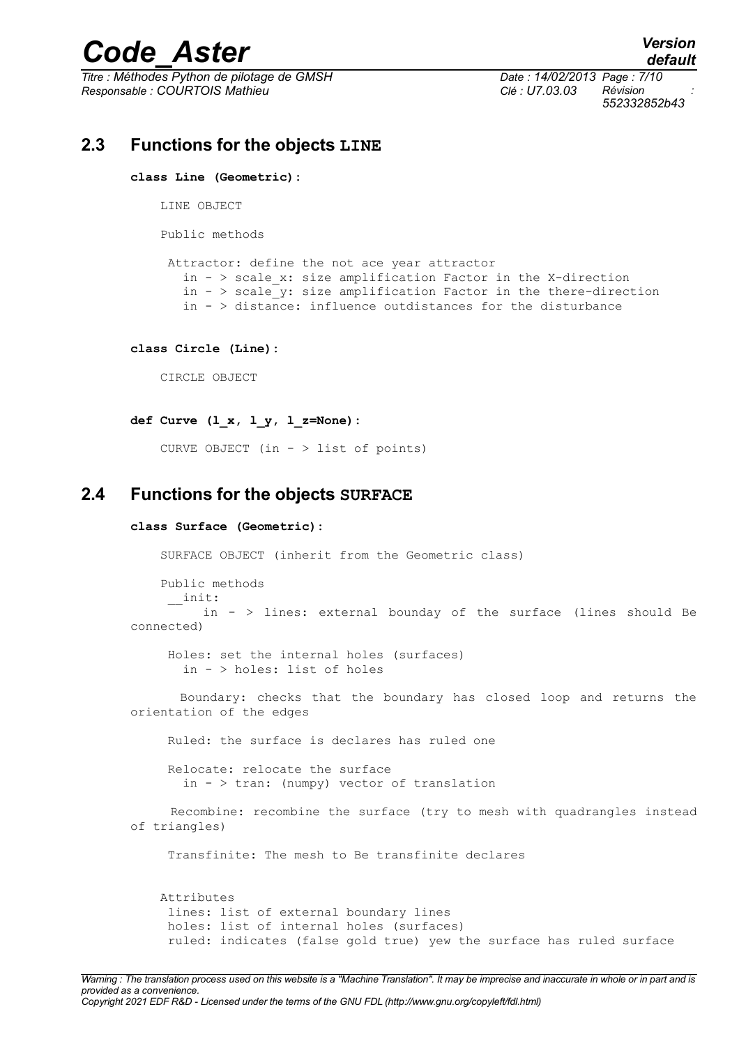## 2.3 Functions for the objects LINE

**class Line (Geometric):**

```
LINE OBJECT

Public methods

 Attractor: define the not ace year attractor
   in - > scale_x: size amplification Factor in the X-direction
   in - > scale_y: size amplification Factor in the there-direction
   in - > distance: influence outdistances for the disturbance
```

**class Circle (Line):**

```
CIRCLE OBJECT
```

**def Curve (l_x, l_y, l_z=None):**

```
CURVE OBJECT (in - > list of points)
```

## 2.4 Functions for the objects SURFACE

**class Surface (Geometric):**

```
SURFACE OBJECT (inherit from the Geometric class)

Public methods
 __init:
     in - > lines: external bounday of the surface (lines should Be connected)

 Holes: set the internal holes (surfaces)
   in - > holes: list of holes

  Boundary: checks that the boundary has closed loop and returns the orientation of the edges

 Ruled: the surface is declares has ruled one

 Relocate: relocate the surface
   in - > tran: (numpy) vector of translation

 Recombine: recombine the surface (try to mesh with quadrangles instead of triangles)

 Transfinite: The mesh to Be transfinite declares


Attributes
 lines: list of external boundary lines
 holes: list of internal holes (surfaces)
 ruled: indicates (false gold true) yew the surface has ruled surface
```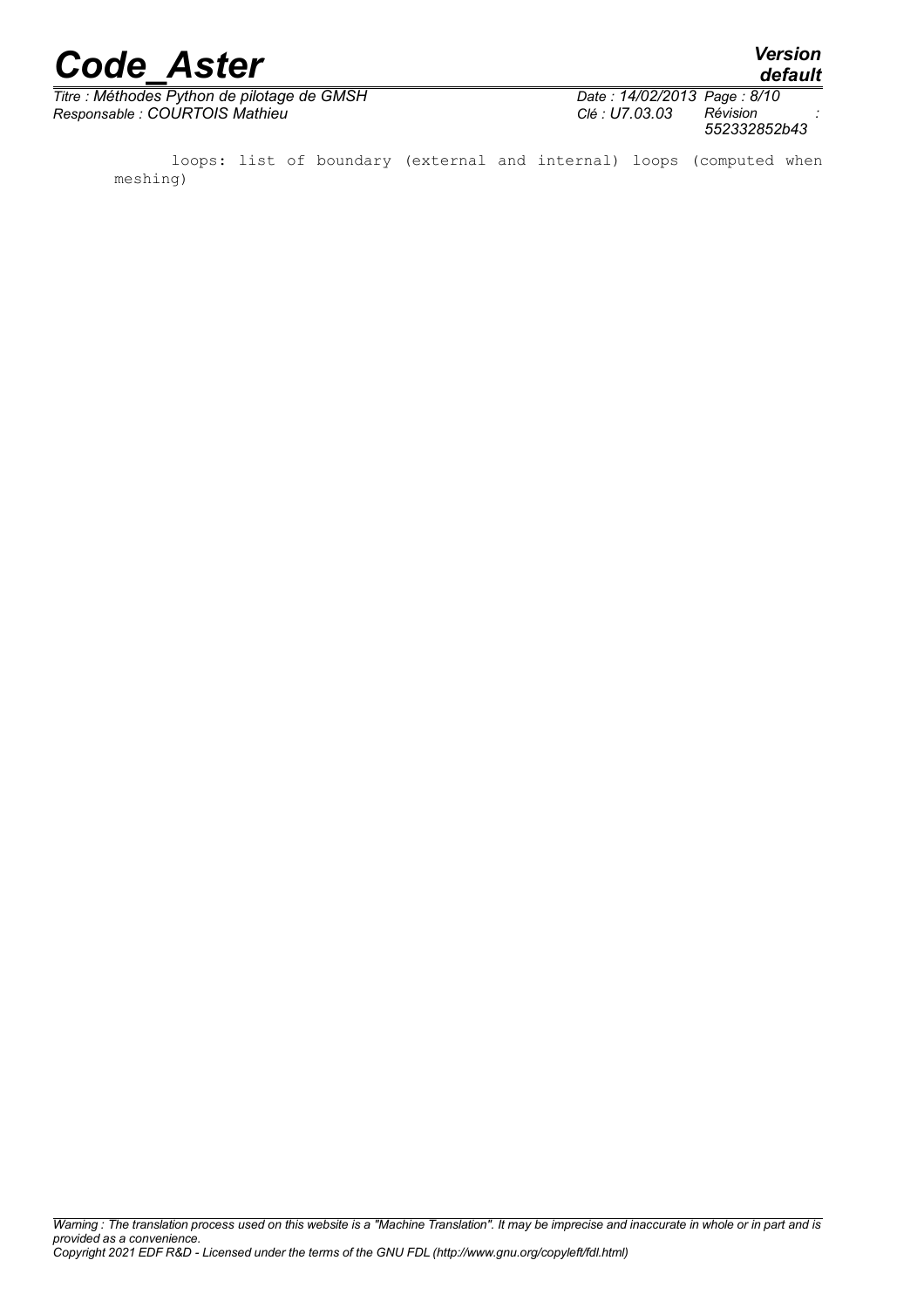```
loops: list of boundary (external and internal) loops (computed when meshing)
```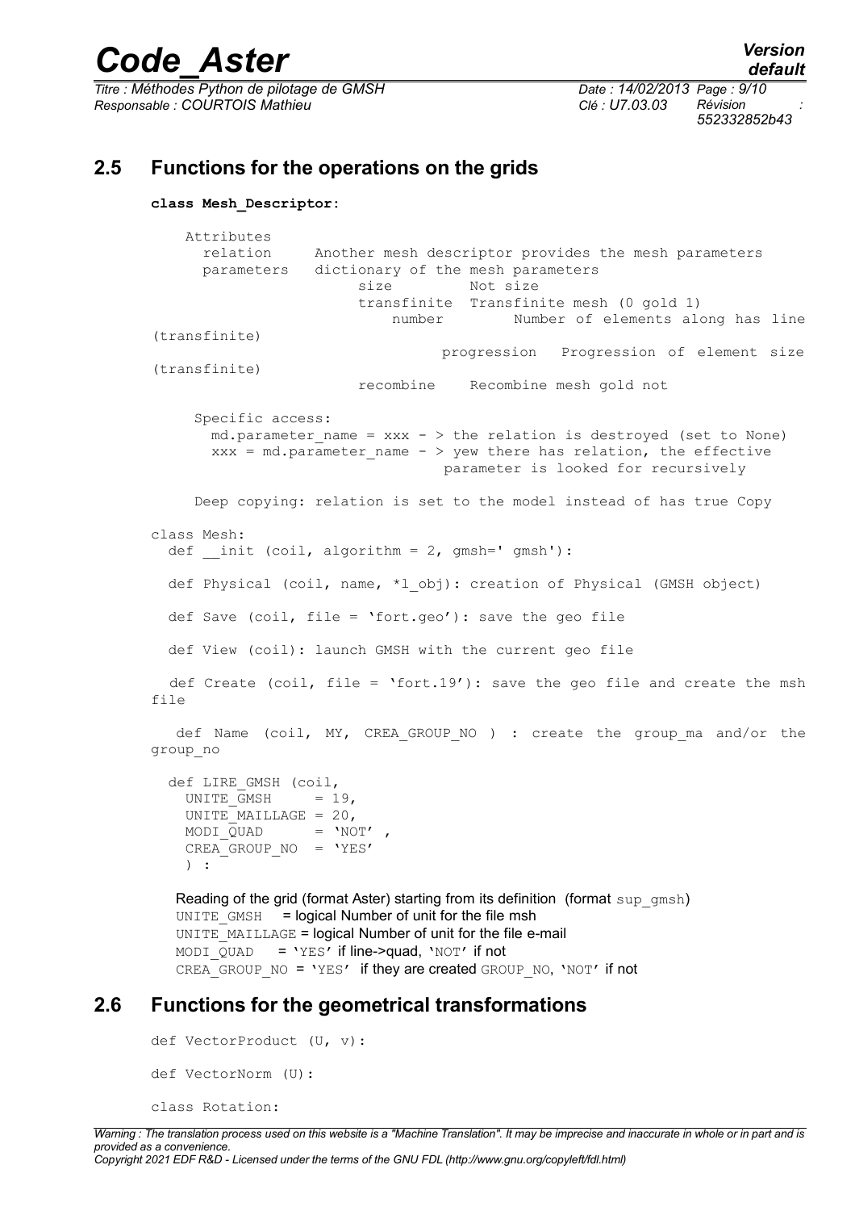## 2.5 Functions for the operations on the grids

**class Mesh_Descriptor:**

```
    Attributes
      relation     Another mesh descriptor provides the mesh parameters
      parameters   dictionary of the mesh parameters
                        size         Not size
                        transfinite  Transfinite mesh (0 gold 1)
                            number        Number of elements along has line
(transfinite)
                                  progression   Progression of element size
(transfinite)
                        recombine    Recombine mesh gold not

     Specific access:
       md.parameter_name = xxx - > the relation is destroyed (set to None)
       xxx = md.parameter_name - > yew there has relation, the effective
                                  parameter is looked for recursively

     Deep copying: relation is set to the model instead of has true Copy
```

```
class Mesh:
  def __init (coil, algorithm = 2, gmsh=' gmsh'):

  def Physical (coil, name, *l_obj): creation of Physical (GMSH object)

  def Save (coil, file = 'fort.geo'): save the geo file

  def View (coil): launch GMSH with the current geo file

  def Create (coil, file = 'fort.19'): save the geo file and create the msh
file

   def Name (coil, MY, CREA_GROUP_NO ) : create the group_ma and/or the
group_no

  def LIRE_GMSH (coil,
    UNITE_GMSH     = 19,
    UNITE_MAILLAGE = 20,
    MODI_QUAD      = 'NOT' ,
    CREA_GROUP_NO  = 'YES'
    ) :
```

Reading of the grid (format Aster) starting from its definition (format `sup_gmsh`)
`UNITE_GMSH` = logical Number of unit for the file msh
`UNITE_MAILLAGE` = logical Number of unit for the file e-mail
`MODI_QUAD` = `'YES'` if line->quad, `'NOT'` if not
`CREA_GROUP_NO` = `'YES'` if they are created `GROUP_NO`, `'NOT'` if not

## 2.6 Functions for the geometrical transformations

```
def VectorProduct (U, v):

def VectorNorm (U):

class Rotation:
```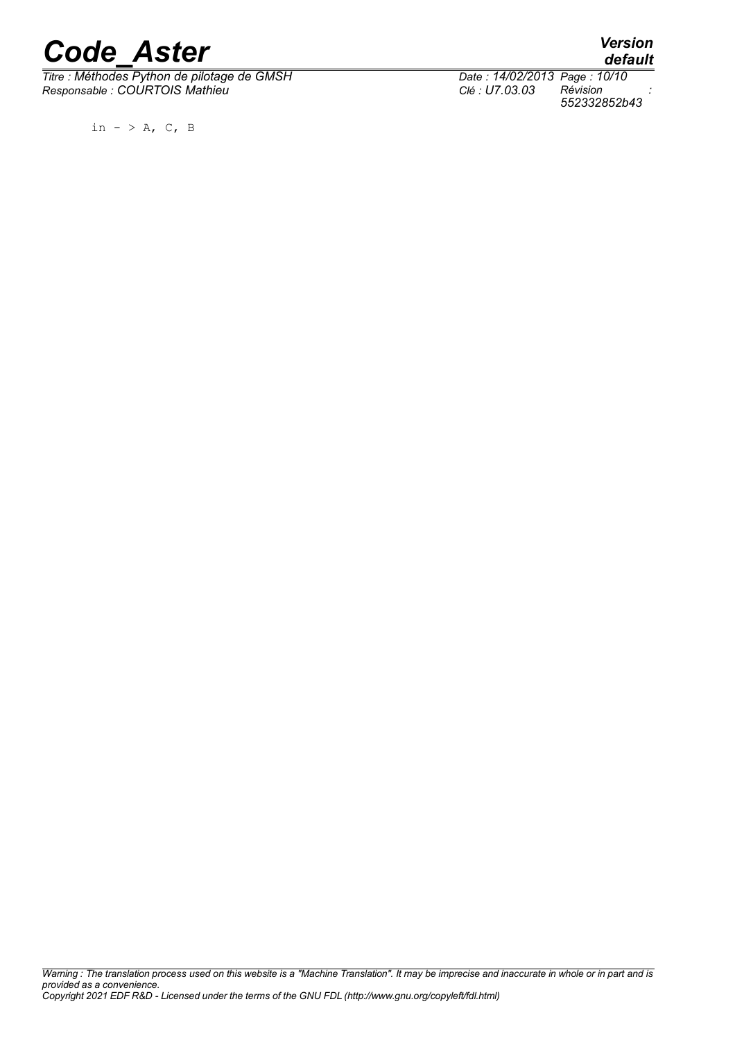```
in - > A, C, B
```